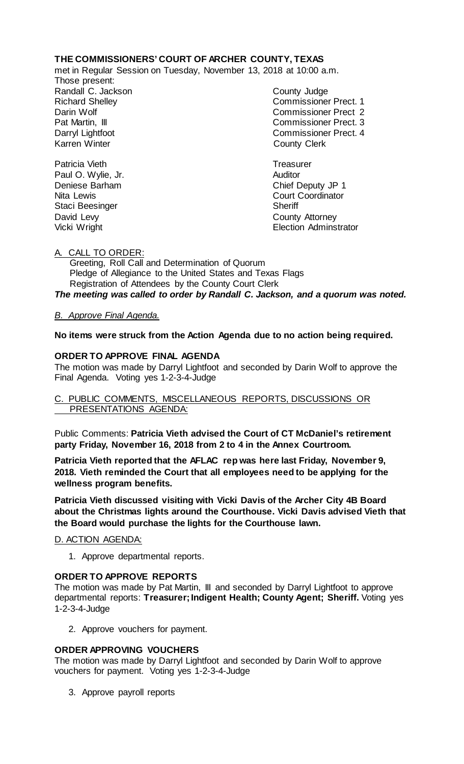**THE COMMISSIONERS' COURT OF ARCHER COUNTY, TEXAS**

met in Regular Session on Tuesday, November 13, 2018 at 10:00 a.m.

Those present:

| | |
|---|---|
| Randall C. Jackson | County Judge |
| Richard Shelley | Commissioner Prect. 1 |
| Darin Wolf | Commissioner Prect 2 |
| Pat Martin, III | Commissioner Prect. 3 |
| Darryl Lightfoot | Commissioner Prect. 4 |
| Karren Winter | County Clerk |
| Patricia Vieth | Treasurer |
| Paul O. Wylie, Jr. | Auditor |
| Deniese Barham | Chief Deputy JP 1 |
| Nita Lewis | Court Coordinator |
| Staci Beesinger | Sheriff |
| David Levy | County Attorney |
| Vicki Wright | Election Adminstrator |

A. CALL TO ORDER:

Greeting, Roll Call and Determination of Quorum
Pledge of Allegiance to the United States and Texas Flags
Registration of Attendees by the County Court Clerk

***The meeting was called to order by Randall C. Jackson, and a quorum was noted.***

*B. Approve Final Agenda.*

**No items were struck from the Action Agenda due to no action being required.**

**ORDER TO APPROVE FINAL AGENDA**

The motion was made by Darryl Lightfoot and seconded by Darin Wolf to approve the Final Agenda. Voting yes 1-2-3-4-Judge

C. PUBLIC COMMENTS, MISCELLANEOUS REPORTS, DISCUSSIONS OR PRESENTATIONS AGENDA:

Public Comments: **Patricia Vieth advised the Court of CT McDaniel's retirement party Friday, November 16, 2018 from 2 to 4 in the Annex Courtroom.**

**Patricia Vieth reported that the AFLAC rep was here last Friday, November 9, 2018. Vieth reminded the Court that all employees need to be applying for the wellness program benefits.**

**Patricia Vieth discussed visiting with Vicki Davis of the Archer City 4B Board about the Christmas lights around the Courthouse. Vicki Davis advised Vieth that the Board would purchase the lights for the Courthouse lawn.**

D. ACTION AGENDA:

1. Approve departmental reports.

**ORDER TO APPROVE REPORTS**

The motion was made by Pat Martin, III and seconded by Darryl Lightfoot to approve departmental reports: **Treasurer; Indigent Health; County Agent; Sheriff.** Voting yes 1-2-3-4-Judge

2. Approve vouchers for payment.

**ORDER APPROVING VOUCHERS**

The motion was made by Darryl Lightfoot and seconded by Darin Wolf to approve vouchers for payment. Voting yes 1-2-3-4-Judge

3. Approve payroll reports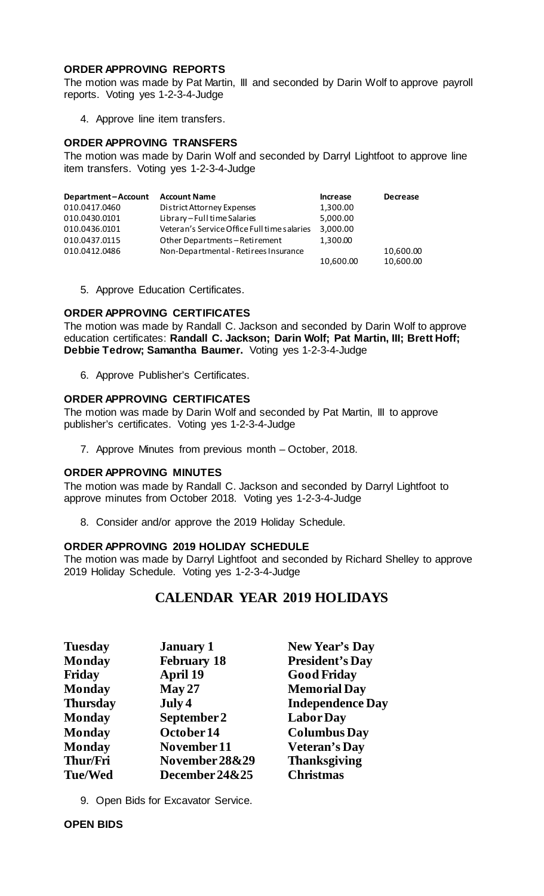**ORDER APPROVING REPORTS**

The motion was made by Pat Martin, III and seconded by Darin Wolf to approve payroll reports. Voting yes 1-2-3-4-Judge

4. Approve line item transfers.

**ORDER APPROVING TRANSFERS**

The motion was made by Darin Wolf and seconded by Darryl Lightfoot to approve line item transfers. Voting yes 1-2-3-4-Judge

| Department – Account | Account Name | Increase | Decrease |
|---|---|---|---|
| 010.0417.0460 | District Attorney Expenses | 1,300.00 | |
| 010.0430.0101 | Library – Full time Salaries | 5,000.00 | |
| 010.0436.0101 | Veteran's Service Office Full time salaries | 3,000.00 | |
| 010.0437.0115 | Other Departments – Retirement | 1,300.00 | |
| 010.0412.0486 | Non-Departmental - Retirees Insurance | | 10,600.00 |
| | | 10,600.00 | 10,600.00 |

5. Approve Education Certificates.

**ORDER APPROVING CERTIFICATES**

The motion was made by Randall C. Jackson and seconded by Darin Wolf to approve education certificates: **Randall C. Jackson; Darin Wolf; Pat Martin, III; Brett Hoff; Debbie Tedrow; Samantha Baumer.** Voting yes 1-2-3-4-Judge

6. Approve Publisher's Certificates.

**ORDER APPROVING CERTIFICATES**

The motion was made by Darin Wolf and seconded by Pat Martin, III to approve publisher's certificates. Voting yes 1-2-3-4-Judge

7. Approve Minutes from previous month – October, 2018.

**ORDER APPROVING MINUTES**

The motion was made by Randall C. Jackson and seconded by Darryl Lightfoot to approve minutes from October 2018. Voting yes 1-2-3-4-Judge

8. Consider and/or approve the 2019 Holiday Schedule.

**ORDER APPROVING 2019 HOLIDAY SCHEDULE**

The motion was made by Darryl Lightfoot and seconded by Richard Shelley to approve 2019 Holiday Schedule. Voting yes 1-2-3-4-Judge

## CALENDAR YEAR 2019 HOLIDAYS

| | | |
|---|---|---|
| **Tuesday** | **January 1** | **New Year's Day** |
| **Monday** | **February 18** | **President's Day** |
| **Friday** | **April 19** | **Good Friday** |
| **Monday** | **May 27** | **Memorial Day** |
| **Thursday** | **July 4** | **Independence Day** |
| **Monday** | **September 2** | **Labor Day** |
| **Monday** | **October 14** | **Columbus Day** |
| **Monday** | **November 11** | **Veteran's Day** |
| **Thur/Fri** | **November 28&29** | **Thanksgiving** |
| **Tue/Wed** | **December 24&25** | **Christmas** |

9. Open Bids for Excavator Service.

**OPEN BIDS**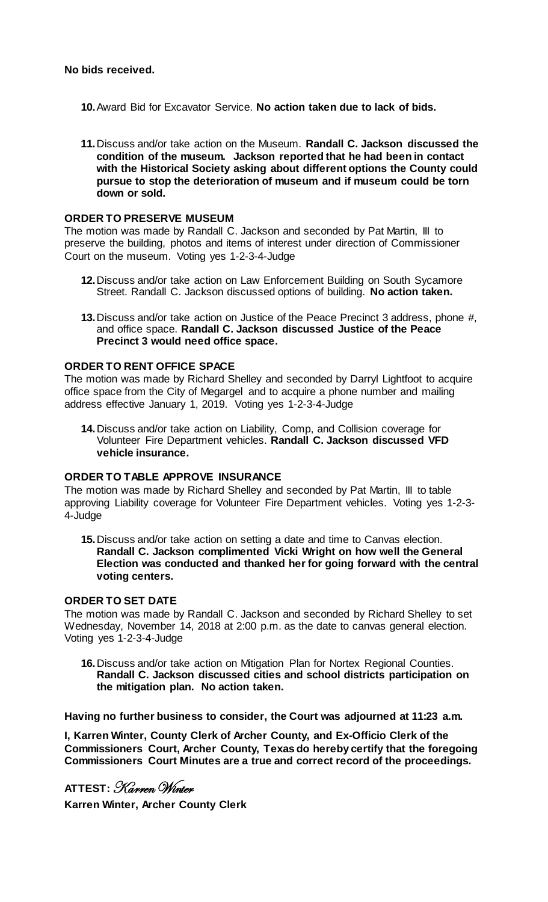**No bids received.**

10. Award Bid for Excavator Service. **No action taken due to lack of bids.**

11. Discuss and/or take action on the Museum. **Randall C. Jackson discussed the condition of the museum. Jackson reported that he had been in contact with the Historical Society asking about different options the County could pursue to stop the deterioration of museum and if museum could be torn down or sold.**

**ORDER TO PRESERVE MUSEUM**

The motion was made by Randall C. Jackson and seconded by Pat Martin, III to preserve the building, photos and items of interest under direction of Commissioner Court on the museum. Voting yes 1-2-3-4-Judge

12. Discuss and/or take action on Law Enforcement Building on South Sycamore Street. Randall C. Jackson discussed options of building. **No action taken.**

13. Discuss and/or take action on Justice of the Peace Precinct 3 address, phone #, and office space. **Randall C. Jackson discussed Justice of the Peace Precinct 3 would need office space.**

**ORDER TO RENT OFFICE SPACE**

The motion was made by Richard Shelley and seconded by Darryl Lightfoot to acquire office space from the City of Megargel and to acquire a phone number and mailing address effective January 1, 2019. Voting yes 1-2-3-4-Judge

14. Discuss and/or take action on Liability, Comp, and Collision coverage for Volunteer Fire Department vehicles. **Randall C. Jackson discussed VFD vehicle insurance.**

**ORDER TO TABLE APPROVE INSURANCE**

The motion was made by Richard Shelley and seconded by Pat Martin, III to table approving Liability coverage for Volunteer Fire Department vehicles. Voting yes 1-2-3-4-Judge

15. Discuss and/or take action on setting a date and time to Canvas election. **Randall C. Jackson complimented Vicki Wright on how well the General Election was conducted and thanked her for going forward with the central voting centers.**

**ORDER TO SET DATE**

The motion was made by Randall C. Jackson and seconded by Richard Shelley to set Wednesday, November 14, 2018 at 2:00 p.m. as the date to canvas general election. Voting yes 1-2-3-4-Judge

16. Discuss and/or take action on Mitigation Plan for Nortex Regional Counties. **Randall C. Jackson discussed cities and school districts participation on the mitigation plan. No action taken.**

**Having no further business to consider, the Court was adjourned at 11:23 a.m.**

**I, Karren Winter, County Clerk of Archer County, and Ex-Officio Clerk of the Commissioners Court, Archer County, Texas do hereby certify that the foregoing Commissioners Court Minutes are a true and correct record of the proceedings.**

**ATTEST:** *Karren Winter*

**Karren Winter, Archer County Clerk**